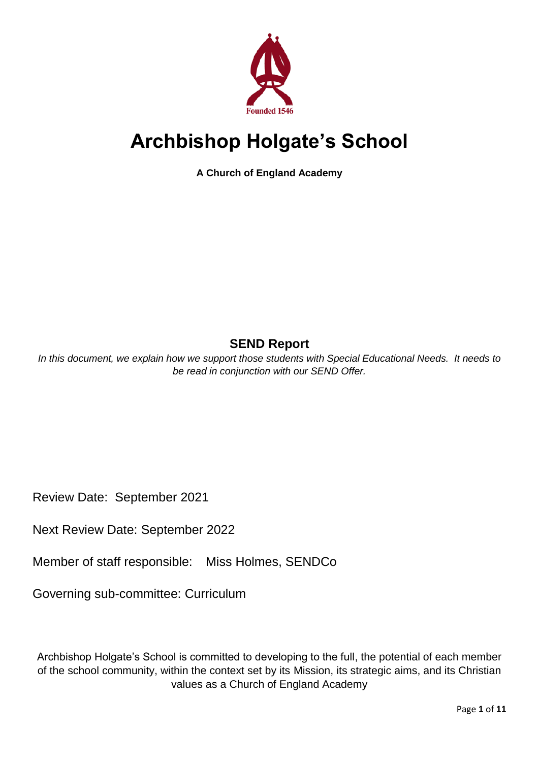Founded 1546

# Archbishop Holgate's School

**A Church of England Academy**

## SEND Report

*In this document, we explain how we support those students with Special Educational Needs. It needs to be read in conjunction with our SEND Offer.*

Review Date: September 2021

Next Review Date: September 2022

Member of staff responsible: Miss Holmes, SENDCo

Governing sub-committee: Curriculum

Archbishop Holgate's School is committed to developing to the full, the potential of each member of the school community, within the context set by its Mission, its strategic aims, and its Christian values as a Church of England Academy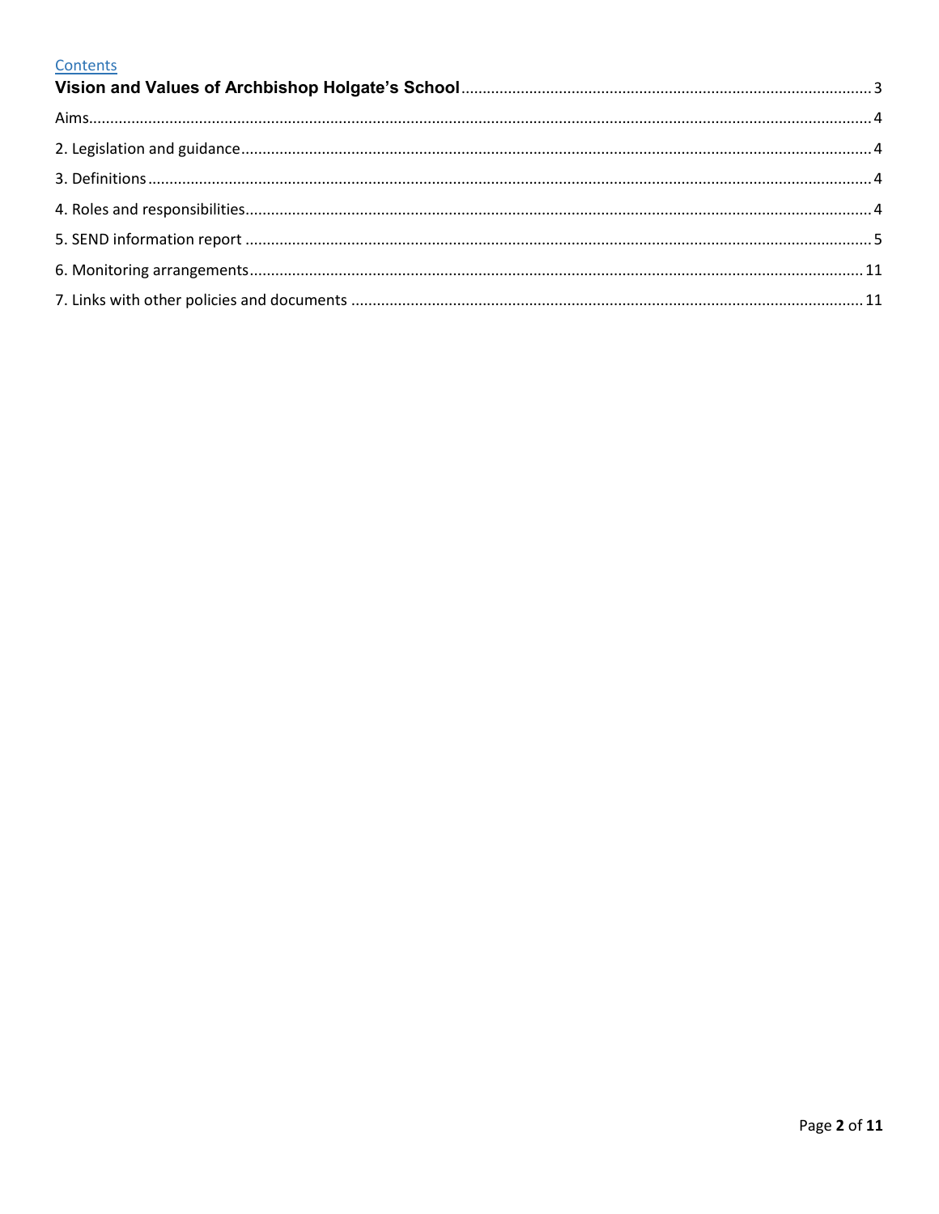Contents

**Vision and Values of Archbishop Holgate's School** ........ 3

Aims ........ 4

2. Legislation and guidance ........ 4

3. Definitions ........ 4

4. Roles and responsibilities ........ 4

5. SEND information report ........ 5

6. Monitoring arrangements ........ 11

7. Links with other policies and documents ........ 11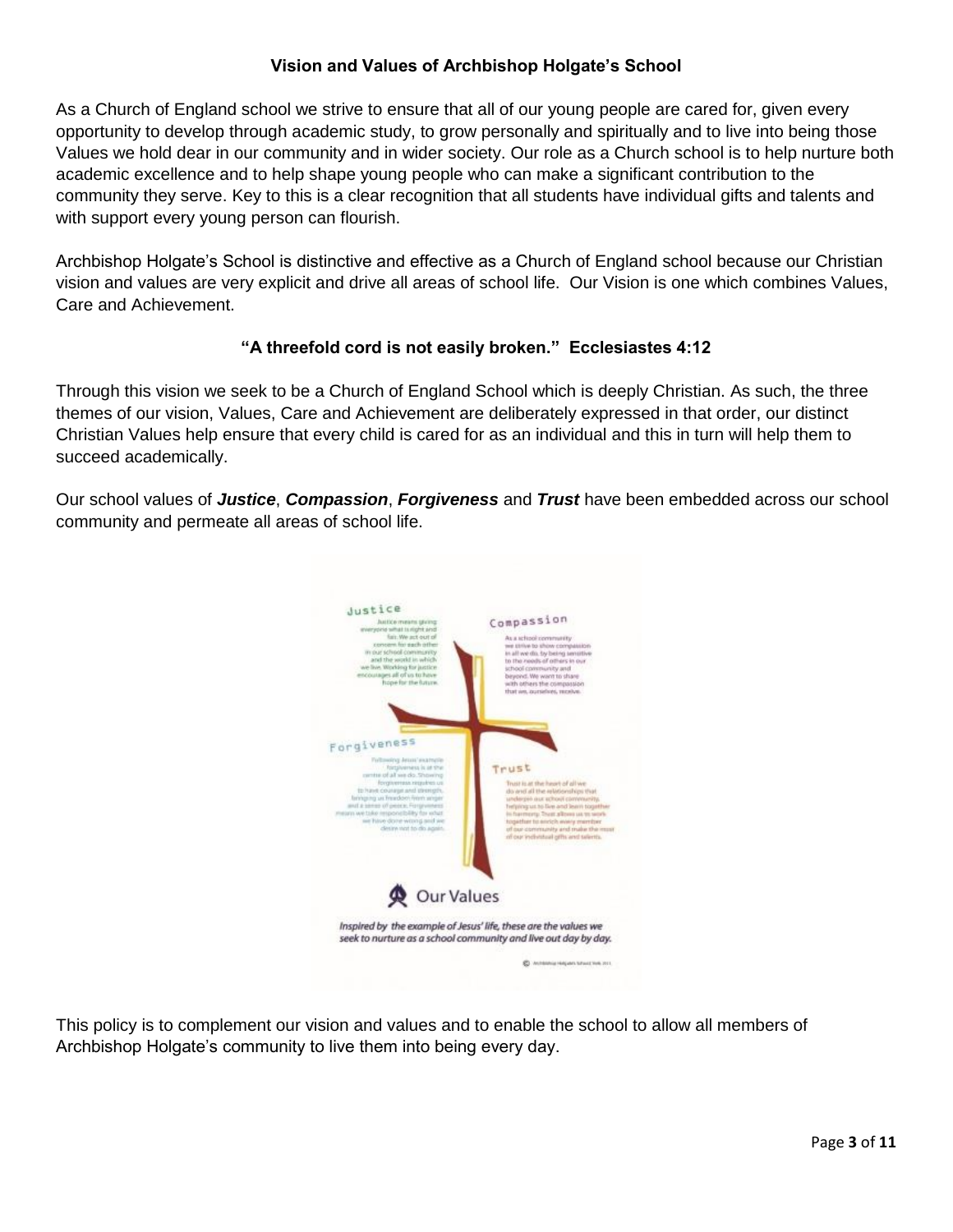## Vision and Values of Archbishop Holgate's School

As a Church of England school we strive to ensure that all of our young people are cared for, given every opportunity to develop through academic study, to grow personally and spiritually and to live into being those Values we hold dear in our community and in wider society. Our role as a Church school is to help nurture both academic excellence and to help shape young people who can make a significant contribution to the community they serve. Key to this is a clear recognition that all students have individual gifts and talents and with support every young person can flourish.

Archbishop Holgate's School is distinctive and effective as a Church of England school because our Christian vision and values are very explicit and drive all areas of school life. Our Vision is one which combines Values, Care and Achievement.

**"A threefold cord is not easily broken." Ecclesiastes 4:12**

Through this vision we seek to be a Church of England School which is deeply Christian. As such, the three themes of our vision, Values, Care and Achievement are deliberately expressed in that order, our distinct Christian Values help ensure that every child is cared for as an individual and this in turn will help them to succeed academically.

Our school values of ***Justice***, ***Compassion***, ***Forgiveness*** and ***Trust*** have been embedded across our school community and permeate all areas of school life.

**Justice**

Justice means giving everyone what is right and fair. We act out of concern for each other in our school community and the world in which we live. Working for justice encourages all of us to have hope for the future.

**Compassion**

As a school community we strive to show compassion in all we do, by being sensitive to the needs of others in our school community and beyond. We want to share with others the compassion that we, ourselves, receive.

**Forgiveness**

Following Jesus' example forgiveness is at the centre of all we do. Showing forgiveness requires us to have courage and strength, bringing us freedom from anger and a sense of peace. Forgiveness means we take responsibility for what we have done wrong and we desire not to do again.

**Trust**

Trust is at the heart of all we do and all the relationships that underpin our school community, helping us to live and learn together in harmony. Trust allows us to work together to enrich every member of our community and make the most of our individual gifts and talents.

**Our Values**

*Inspired by the example of Jesus' life, these are the values we seek to nurture as a school community and live out day by day.*

This policy is to complement our vision and values and to enable the school to allow all members of Archbishop Holgate's community to live them into being every day.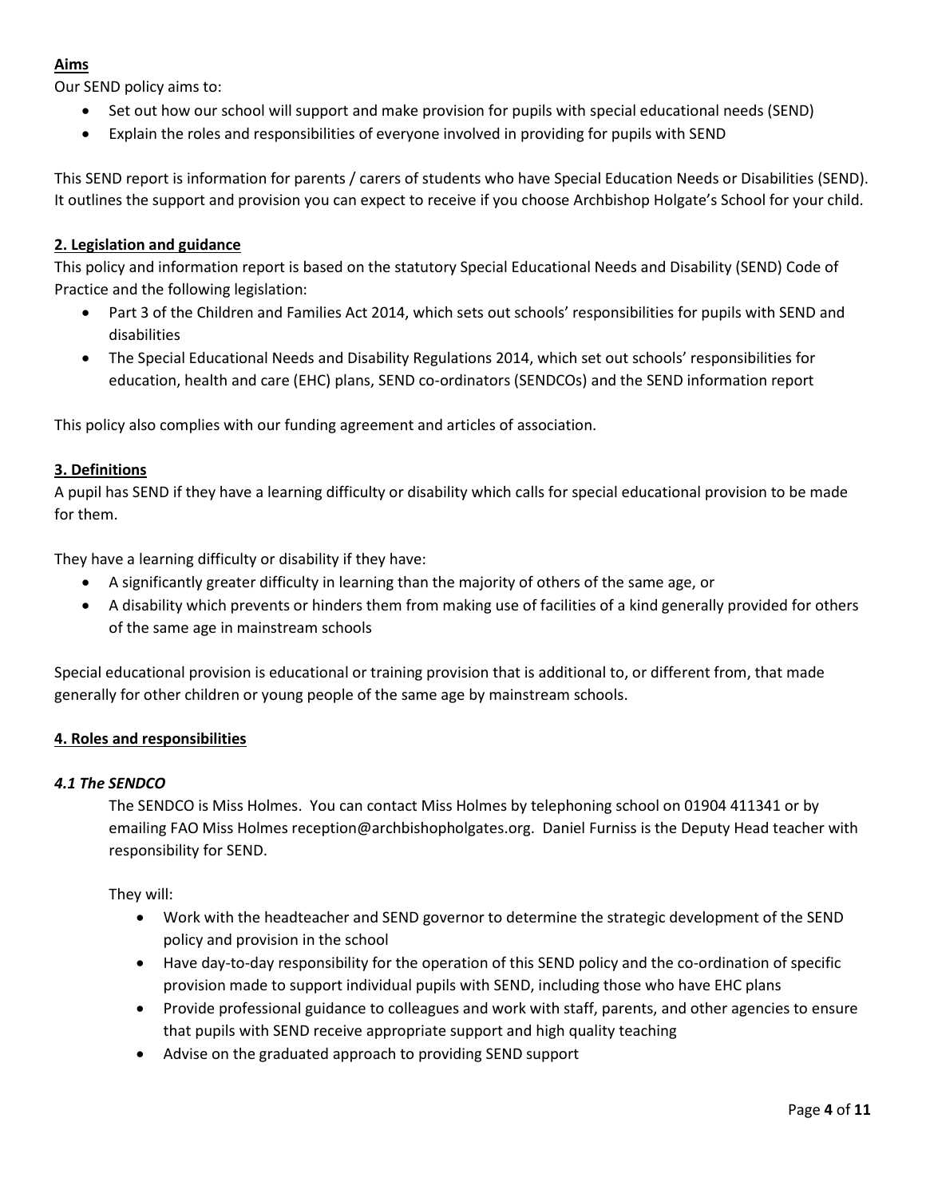**Aims**

Our SEND policy aims to:

- Set out how our school will support and make provision for pupils with special educational needs (SEND)
- Explain the roles and responsibilities of everyone involved in providing for pupils with SEND

This SEND report is information for parents / carers of students who have Special Education Needs or Disabilities (SEND). It outlines the support and provision you can expect to receive if you choose Archbishop Holgate's School for your child.

## 2. Legislation and guidance

This policy and information report is based on the statutory Special Educational Needs and Disability (SEND) Code of Practice and the following legislation:

- Part 3 of the Children and Families Act 2014, which sets out schools' responsibilities for pupils with SEND and disabilities
- The Special Educational Needs and Disability Regulations 2014, which set out schools' responsibilities for education, health and care (EHC) plans, SEND co-ordinators (SENDCOs) and the SEND information report

This policy also complies with our funding agreement and articles of association.

## 3. Definitions

A pupil has SEND if they have a learning difficulty or disability which calls for special educational provision to be made for them.

They have a learning difficulty or disability if they have:

- A significantly greater difficulty in learning than the majority of others of the same age, or
- A disability which prevents or hinders them from making use of facilities of a kind generally provided for others of the same age in mainstream schools

Special educational provision is educational or training provision that is additional to, or different from, that made generally for other children or young people of the same age by mainstream schools.

## 4. Roles and responsibilities

### *4.1 The SENDCO*

The SENDCO is Miss Holmes. You can contact Miss Holmes by telephoning school on 01904 411341 or by emailing FAO Miss Holmes reception@archbishopholgates.org. Daniel Furniss is the Deputy Head teacher with responsibility for SEND.

They will:

- Work with the headteacher and SEND governor to determine the strategic development of the SEND policy and provision in the school
- Have day-to-day responsibility for the operation of this SEND policy and the co-ordination of specific provision made to support individual pupils with SEND, including those who have EHC plans
- Provide professional guidance to colleagues and work with staff, parents, and other agencies to ensure that pupils with SEND receive appropriate support and high quality teaching
- Advise on the graduated approach to providing SEND support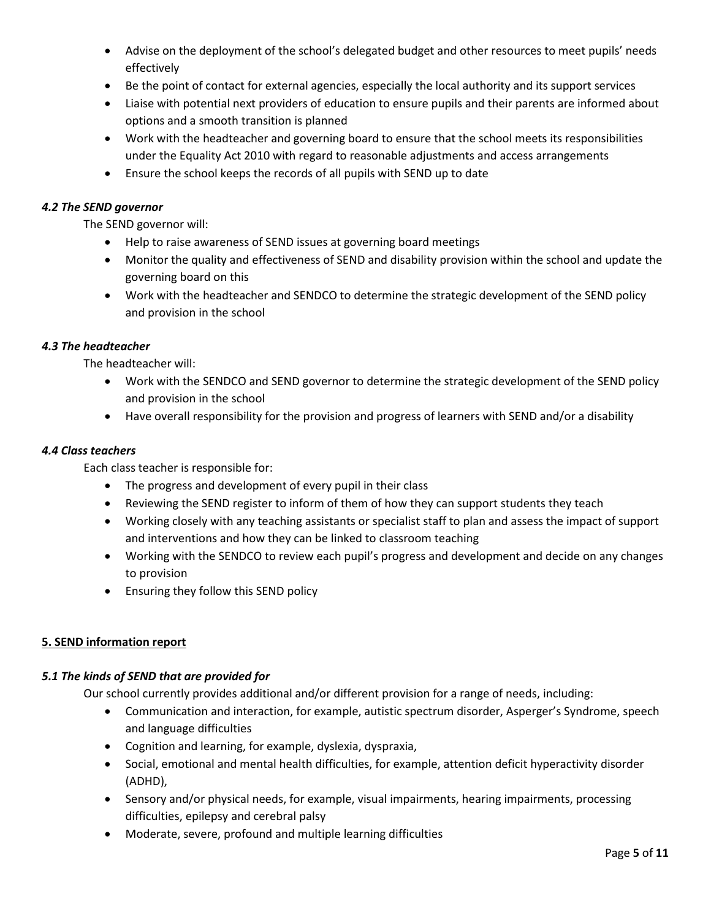- Advise on the deployment of the school's delegated budget and other resources to meet pupils' needs effectively
- Be the point of contact for external agencies, especially the local authority and its support services
- Liaise with potential next providers of education to ensure pupils and their parents are informed about options and a smooth transition is planned
- Work with the headteacher and governing board to ensure that the school meets its responsibilities under the Equality Act 2010 with regard to reasonable adjustments and access arrangements
- Ensure the school keeps the records of all pupils with SEND up to date

### *4.2 The SEND governor*

The SEND governor will:

- Help to raise awareness of SEND issues at governing board meetings
- Monitor the quality and effectiveness of SEND and disability provision within the school and update the governing board on this
- Work with the headteacher and SENDCO to determine the strategic development of the SEND policy and provision in the school

### *4.3 The headteacher*

The headteacher will:

- Work with the SENDCO and SEND governor to determine the strategic development of the SEND policy and provision in the school
- Have overall responsibility for the provision and progress of learners with SEND and/or a disability

### *4.4 Class teachers*

Each class teacher is responsible for:

- The progress and development of every pupil in their class
- Reviewing the SEND register to inform of them of how they can support students they teach
- Working closely with any teaching assistants or specialist staff to plan and assess the impact of support and interventions and how they can be linked to classroom teaching
- Working with the SENDCO to review each pupil's progress and development and decide on any changes to provision
- Ensuring they follow this SEND policy

## 5. SEND information report

### *5.1 The kinds of SEND that are provided for*

Our school currently provides additional and/or different provision for a range of needs, including:

- Communication and interaction, for example, autistic spectrum disorder, Asperger's Syndrome, speech and language difficulties
- Cognition and learning, for example, dyslexia, dyspraxia,
- Social, emotional and mental health difficulties, for example, attention deficit hyperactivity disorder (ADHD),
- Sensory and/or physical needs, for example, visual impairments, hearing impairments, processing difficulties, epilepsy and cerebral palsy
- Moderate, severe, profound and multiple learning difficulties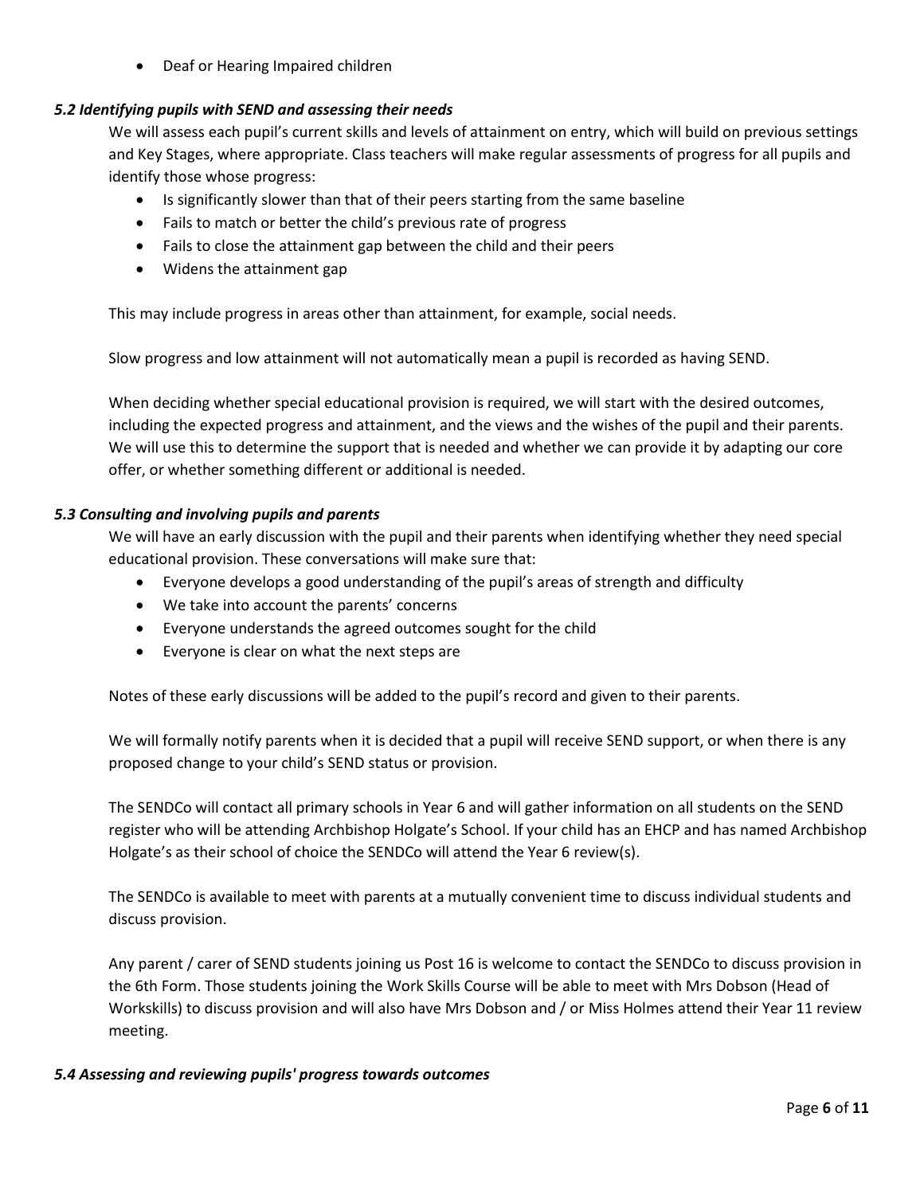- Deaf or Hearing Impaired children

### *5.2 Identifying pupils with SEND and assessing their needs*

We will assess each pupil's current skills and levels of attainment on entry, which will build on previous settings and Key Stages, where appropriate. Class teachers will make regular assessments of progress for all pupils and identify those whose progress:

- Is significantly slower than that of their peers starting from the same baseline
- Fails to match or better the child's previous rate of progress
- Fails to close the attainment gap between the child and their peers
- Widens the attainment gap

This may include progress in areas other than attainment, for example, social needs.

Slow progress and low attainment will not automatically mean a pupil is recorded as having SEND.

When deciding whether special educational provision is required, we will start with the desired outcomes, including the expected progress and attainment, and the views and the wishes of the pupil and their parents. We will use this to determine the support that is needed and whether we can provide it by adapting our core offer, or whether something different or additional is needed.

### *5.3 Consulting and involving pupils and parents*

We will have an early discussion with the pupil and their parents when identifying whether they need special educational provision. These conversations will make sure that:

- Everyone develops a good understanding of the pupil's areas of strength and difficulty
- We take into account the parents' concerns
- Everyone understands the agreed outcomes sought for the child
- Everyone is clear on what the next steps are

Notes of these early discussions will be added to the pupil's record and given to their parents.

We will formally notify parents when it is decided that a pupil will receive SEND support, or when there is any proposed change to your child's SEND status or provision.

The SENDCo will contact all primary schools in Year 6 and will gather information on all students on the SEND register who will be attending Archbishop Holgate's School. If your child has an EHCP and has named Archbishop Holgate's as their school of choice the SENDCo will attend the Year 6 review(s).

The SENDCo is available to meet with parents at a mutually convenient time to discuss individual students and discuss provision.

Any parent / carer of SEND students joining us Post 16 is welcome to contact the SENDCo to discuss provision in the 6th Form. Those students joining the Work Skills Course will be able to meet with Mrs Dobson (Head of Workskills) to discuss provision and will also have Mrs Dobson and / or Miss Holmes attend their Year 11 review meeting.

### *5.4 Assessing and reviewing pupils' progress towards outcomes*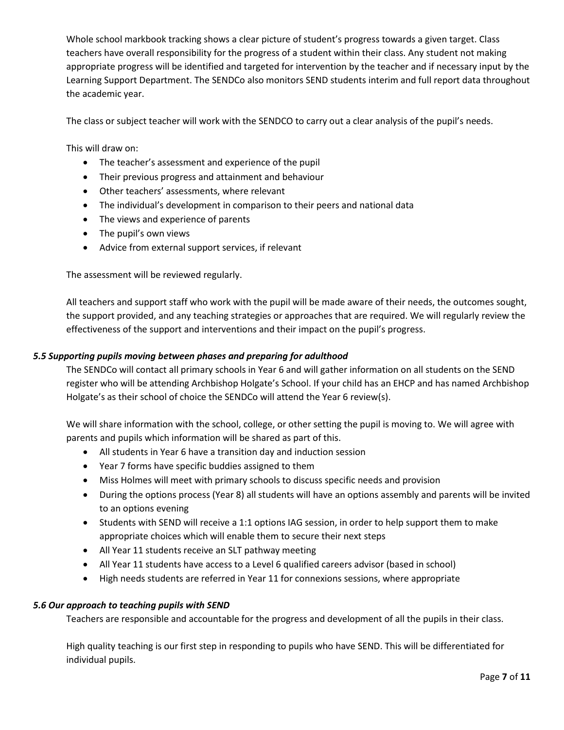Whole school markbook tracking shows a clear picture of student's progress towards a given target. Class teachers have overall responsibility for the progress of a student within their class. Any student not making appropriate progress will be identified and targeted for intervention by the teacher and if necessary input by the Learning Support Department. The SENDCo also monitors SEND students interim and full report data throughout the academic year.

The class or subject teacher will work with the SENDCO to carry out a clear analysis of the pupil's needs.

This will draw on:

- The teacher's assessment and experience of the pupil
- Their previous progress and attainment and behaviour
- Other teachers' assessments, where relevant
- The individual's development in comparison to their peers and national data
- The views and experience of parents
- The pupil's own views
- Advice from external support services, if relevant

The assessment will be reviewed regularly.

All teachers and support staff who work with the pupil will be made aware of their needs, the outcomes sought, the support provided, and any teaching strategies or approaches that are required. We will regularly review the effectiveness of the support and interventions and their impact on the pupil's progress.

### *5.5 Supporting pupils moving between phases and preparing for adulthood*

The SENDCo will contact all primary schools in Year 6 and will gather information on all students on the SEND register who will be attending Archbishop Holgate's School. If your child has an EHCP and has named Archbishop Holgate's as their school of choice the SENDCo will attend the Year 6 review(s).

We will share information with the school, college, or other setting the pupil is moving to. We will agree with parents and pupils which information will be shared as part of this.

- All students in Year 6 have a transition day and induction session
- Year 7 forms have specific buddies assigned to them
- Miss Holmes will meet with primary schools to discuss specific needs and provision
- During the options process (Year 8) all students will have an options assembly and parents will be invited to an options evening
- Students with SEND will receive a 1:1 options IAG session, in order to help support them to make appropriate choices which will enable them to secure their next steps
- All Year 11 students receive an SLT pathway meeting
- All Year 11 students have access to a Level 6 qualified careers advisor (based in school)
- High needs students are referred in Year 11 for connexions sessions, where appropriate

### *5.6 Our approach to teaching pupils with SEND*

Teachers are responsible and accountable for the progress and development of all the pupils in their class.

High quality teaching is our first step in responding to pupils who have SEND. This will be differentiated for individual pupils.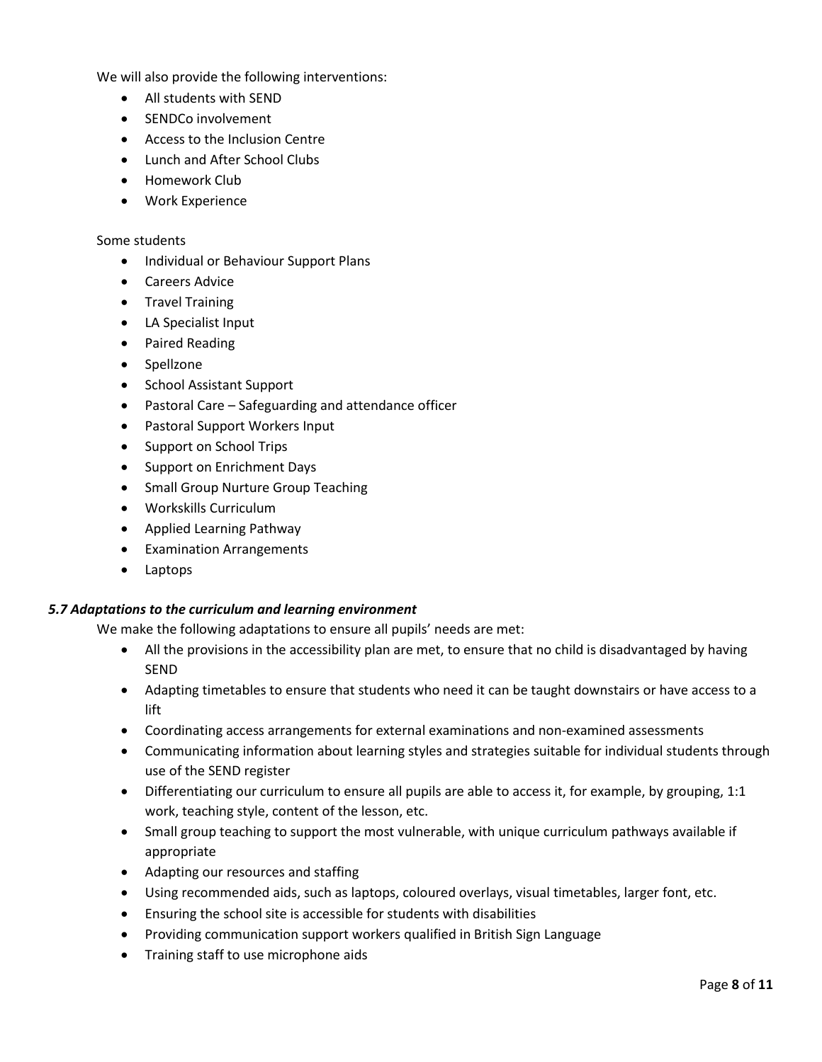We will also provide the following interventions:

- All students with SEND
- SENDCo involvement
- Access to the Inclusion Centre
- Lunch and After School Clubs
- Homework Club
- Work Experience

Some students

- Individual or Behaviour Support Plans
- Careers Advice
- Travel Training
- LA Specialist Input
- Paired Reading
- Spellzone
- School Assistant Support
- Pastoral Care – Safeguarding and attendance officer
- Pastoral Support Workers Input
- Support on School Trips
- Support on Enrichment Days
- Small Group Nurture Group Teaching
- Workskills Curriculum
- Applied Learning Pathway
- Examination Arrangements
- Laptops

### *5.7 Adaptations to the curriculum and learning environment*

We make the following adaptations to ensure all pupils' needs are met:

- All the provisions in the accessibility plan are met, to ensure that no child is disadvantaged by having SEND
- Adapting timetables to ensure that students who need it can be taught downstairs or have access to a lift
- Coordinating access arrangements for external examinations and non-examined assessments
- Communicating information about learning styles and strategies suitable for individual students through use of the SEND register
- Differentiating our curriculum to ensure all pupils are able to access it, for example, by grouping, 1:1 work, teaching style, content of the lesson, etc.
- Small group teaching to support the most vulnerable, with unique curriculum pathways available if appropriate
- Adapting our resources and staffing
- Using recommended aids, such as laptops, coloured overlays, visual timetables, larger font, etc.
- Ensuring the school site is accessible for students with disabilities
- Providing communication support workers qualified in British Sign Language
- Training staff to use microphone aids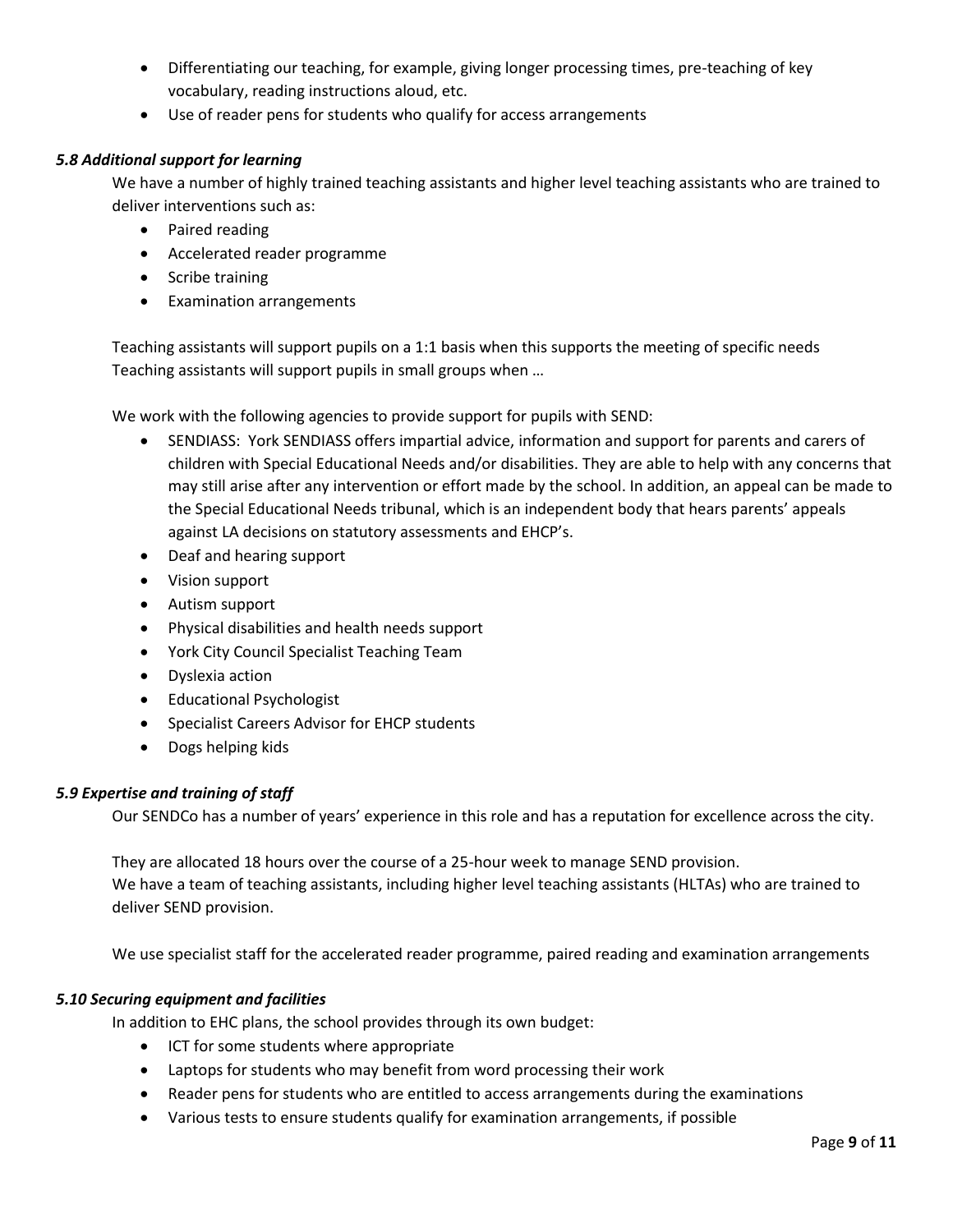- Differentiating our teaching, for example, giving longer processing times, pre-teaching of key vocabulary, reading instructions aloud, etc.
- Use of reader pens for students who qualify for access arrangements

### *5.8 Additional support for learning*

We have a number of highly trained teaching assistants and higher level teaching assistants who are trained to deliver interventions such as:

- Paired reading
- Accelerated reader programme
- Scribe training
- Examination arrangements

Teaching assistants will support pupils on a 1:1 basis when this supports the meeting of specific needs
Teaching assistants will support pupils in small groups when …

We work with the following agencies to provide support for pupils with SEND:

- SENDIASS: York SENDIASS offers impartial advice, information and support for parents and carers of children with Special Educational Needs and/or disabilities. They are able to help with any concerns that may still arise after any intervention or effort made by the school. In addition, an appeal can be made to the Special Educational Needs tribunal, which is an independent body that hears parents' appeals against LA decisions on statutory assessments and EHCP's.
- Deaf and hearing support
- Vision support
- Autism support
- Physical disabilities and health needs support
- York City Council Specialist Teaching Team
- Dyslexia action
- Educational Psychologist
- Specialist Careers Advisor for EHCP students
- Dogs helping kids

### *5.9 Expertise and training of staff*

Our SENDCo has a number of years' experience in this role and has a reputation for excellence across the city.

They are allocated 18 hours over the course of a 25-hour week to manage SEND provision.
We have a team of teaching assistants, including higher level teaching assistants (HLTAs) who are trained to deliver SEND provision.

We use specialist staff for the accelerated reader programme, paired reading and examination arrangements

### *5.10 Securing equipment and facilities*

In addition to EHC plans, the school provides through its own budget:

- ICT for some students where appropriate
- Laptops for students who may benefit from word processing their work
- Reader pens for students who are entitled to access arrangements during the examinations
- Various tests to ensure students qualify for examination arrangements, if possible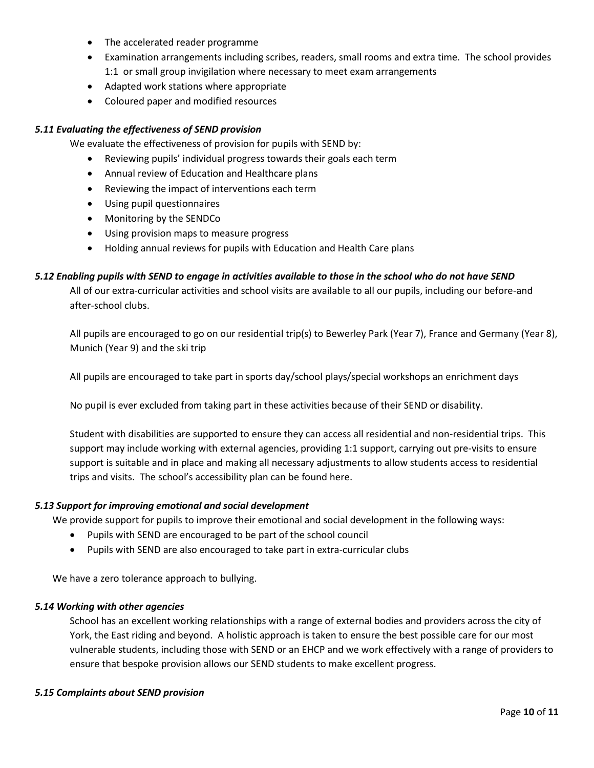- The accelerated reader programme
- Examination arrangements including scribes, readers, small rooms and extra time. The school provides 1:1 or small group invigilation where necessary to meet exam arrangements
- Adapted work stations where appropriate
- Coloured paper and modified resources

### *5.11 Evaluating the effectiveness of SEND provision*

We evaluate the effectiveness of provision for pupils with SEND by:

- Reviewing pupils' individual progress towards their goals each term
- Annual review of Education and Healthcare plans
- Reviewing the impact of interventions each term
- Using pupil questionnaires
- Monitoring by the SENDCo
- Using provision maps to measure progress
- Holding annual reviews for pupils with Education and Health Care plans

### *5.12 Enabling pupils with SEND to engage in activities available to those in the school who do not have SEND*

All of our extra-curricular activities and school visits are available to all our pupils, including our before-and after-school clubs.

All pupils are encouraged to go on our residential trip(s) to Bewerley Park (Year 7), France and Germany (Year 8), Munich (Year 9) and the ski trip

All pupils are encouraged to take part in sports day/school plays/special workshops an enrichment days

No pupil is ever excluded from taking part in these activities because of their SEND or disability.

Student with disabilities are supported to ensure they can access all residential and non-residential trips. This support may include working with external agencies, providing 1:1 support, carrying out pre-visits to ensure support is suitable and in place and making all necessary adjustments to allow students access to residential trips and visits. The school's accessibility plan can be found here.

### *5.13 Support for improving emotional and social development*

We provide support for pupils to improve their emotional and social development in the following ways:

- Pupils with SEND are encouraged to be part of the school council
- Pupils with SEND are also encouraged to take part in extra-curricular clubs

We have a zero tolerance approach to bullying.

### *5.14 Working with other agencies*

School has an excellent working relationships with a range of external bodies and providers across the city of York, the East riding and beyond. A holistic approach is taken to ensure the best possible care for our most vulnerable students, including those with SEND or an EHCP and we work effectively with a range of providers to ensure that bespoke provision allows our SEND students to make excellent progress.

### *5.15 Complaints about SEND provision*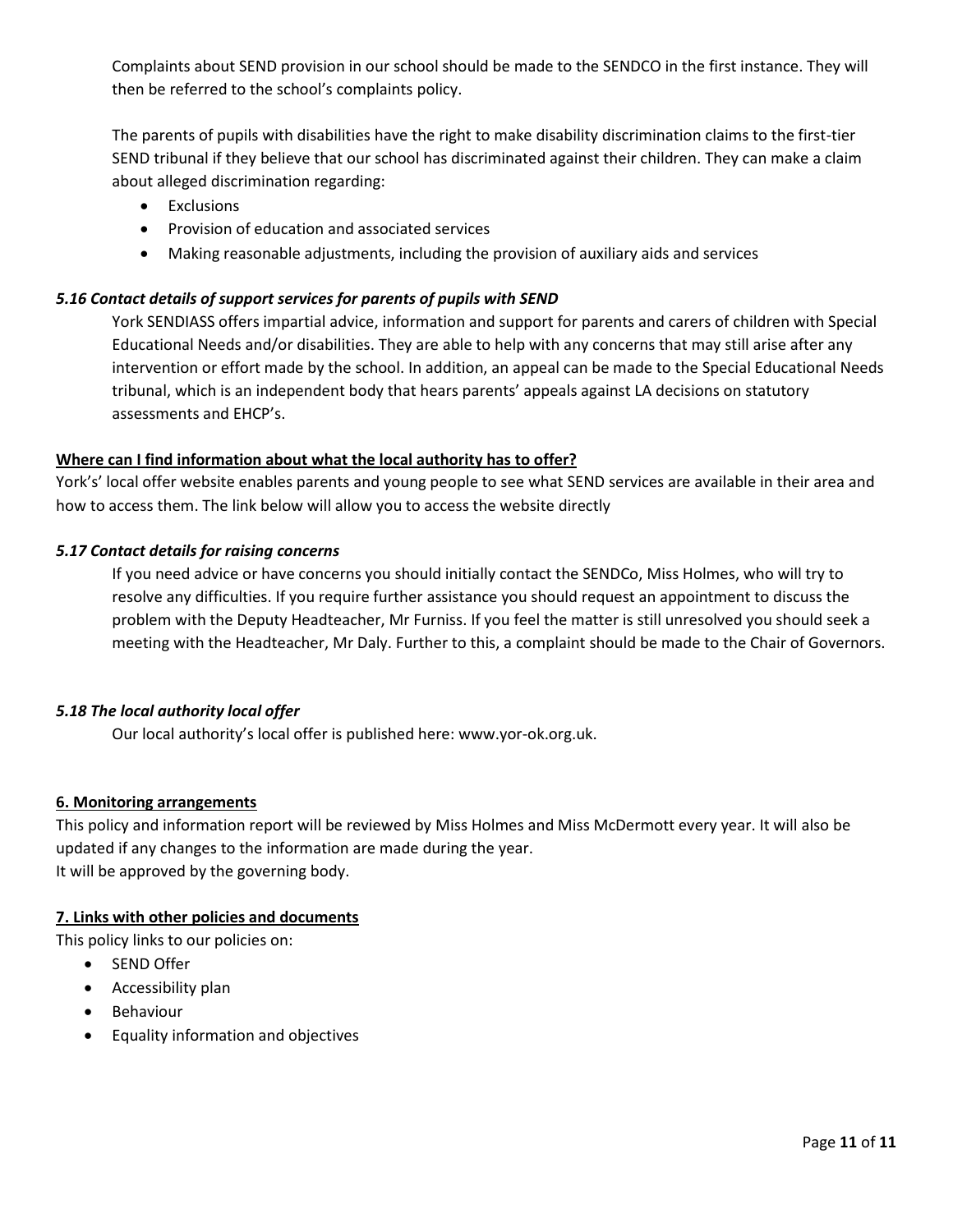Complaints about SEND provision in our school should be made to the SENDCO in the first instance. They will then be referred to the school's complaints policy.

The parents of pupils with disabilities have the right to make disability discrimination claims to the first-tier SEND tribunal if they believe that our school has discriminated against their children. They can make a claim about alleged discrimination regarding:

- Exclusions
- Provision of education and associated services
- Making reasonable adjustments, including the provision of auxiliary aids and services

### *5.16 Contact details of support services for parents of pupils with SEND*

York SENDIASS offers impartial advice, information and support for parents and carers of children with Special Educational Needs and/or disabilities. They are able to help with any concerns that may still arise after any intervention or effort made by the school. In addition, an appeal can be made to the Special Educational Needs tribunal, which is an independent body that hears parents' appeals against LA decisions on statutory assessments and EHCP's.

**Where can I find information about what the local authority has to offer?**

York's' local offer website enables parents and young people to see what SEND services are available in their area and how to access them. The link below will allow you to access the website directly

### *5.17 Contact details for raising concerns*

If you need advice or have concerns you should initially contact the SENDCo, Miss Holmes, who will try to resolve any difficulties. If you require further assistance you should request an appointment to discuss the problem with the Deputy Headteacher, Mr Furniss. If you feel the matter is still unresolved you should seek a meeting with the Headteacher, Mr Daly. Further to this, a complaint should be made to the Chair of Governors.

### *5.18 The local authority local offer*

Our local authority's local offer is published here: www.yor-ok.org.uk.

## 6. Monitoring arrangements

This policy and information report will be reviewed by Miss Holmes and Miss McDermott every year. It will also be updated if any changes to the information are made during the year.
It will be approved by the governing body.

## 7. Links with other policies and documents

This policy links to our policies on:

- SEND Offer
- Accessibility plan
- Behaviour
- Equality information and objectives